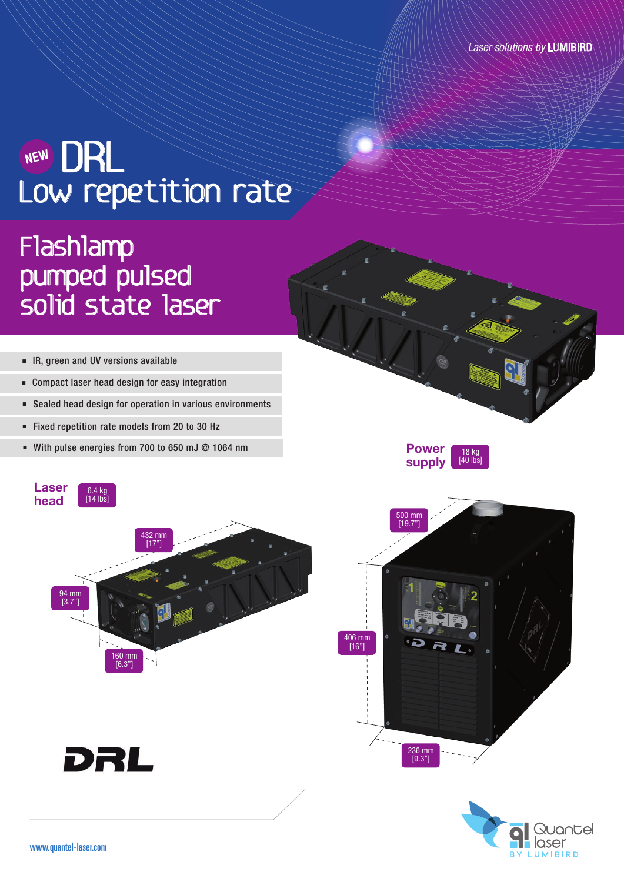*Laser solutions by* **LUMIBIRD**

# NEW DRL
## Low repetition rate

## Flashlamp pumped pulsed solid state laser

- IR, green and UV versions available
- Compact laser head design for easy integration
- Sealed head design for operation in various environments
- Fixed repetition rate models from 20 to 30 Hz
- With pulse energies from 700 to 650 mJ @ 1064 nm

**Power supply** 18 kg [40 lbs]

**Laser head** 6.4 kg [14 lbs]

432 mm [17"]

94 mm [3.7"]

160 mm [6.3"]

500 mm [19.7"]

406 mm [16"]

236 mm [9.3"]

DRL

www.quantel-laser.com

Quantel laser BY LUMIBIRD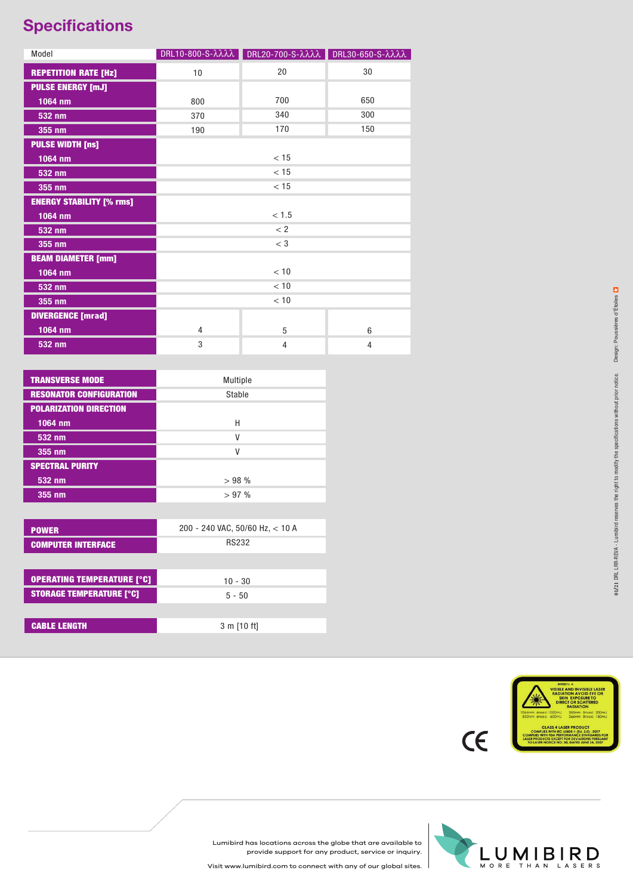## Specifications

| Model | DRL10-800-S-λλλλ | DRL20-700-S-λλλλ | DRL30-650-S-λλλλ |
|---|---|---|---|
| **REPETITION RATE [Hz]** | 10 | 20 | 30 |
| **PULSE ENERGY [mJ]** | | | |
| **1064 nm** | 800 | 700 | 650 |
| **532 nm** | 370 | 340 | 300 |
| **355 nm** | 190 | 170 | 150 |
| **PULSE WIDTH [ns]** | | | |
| **1064 nm** | < 15 | < 15 | < 15 |
| **532 nm** | < 15 | < 15 | < 15 |
| **355 nm** | < 15 | < 15 | < 15 |
| **ENERGY STABILITY [% rms]** | | | |
| **1064 nm** | < 1.5 | < 1.5 | < 1.5 |
| **532 nm** | < 2 | < 2 | < 2 |
| **355 nm** | < 3 | < 3 | < 3 |
| **BEAM DIAMETER [mm]** | | | |
| **1064 nm** | < 10 | < 10 | < 10 |
| **532 nm** | < 10 | < 10 | < 10 |
| **355 nm** | < 10 | < 10 | < 10 |
| **DIVERGENCE [mrad]** | | | |
| **1064 nm** | 4 | 5 | 6 |
| **532 nm** | 3 | 4 | 4 |

| | |
|---|---|
| **TRANSVERSE MODE** | Multiple |
| **RESONATOR CONFIGURATION** | Stable |
| **POLARIZATION DIRECTION** | |
| **1064 nm** | H |
| **532 nm** | V |
| **355 nm** | V |
| **SPECTRAL PURITY** | |
| **532 nm** | > 98 % |
| **355 nm** | > 97 % |

| | |
|---|---|
| **POWER** | 200 - 240 VAC, 50/60 Hz, < 10 A |
| **COMPUTER INTERFACE** | RS232 |

| | |
|---|---|
| **OPERATING TEMPERATURE [°C]** | 10 - 30 |
| **STORAGE TEMPERATURE [°C]** | 5 - 50 |

| | |
|---|---|
| **CABLE LENGTH** | 3 m [10 ft] |

01/21 DRL LRR-REVA - Lumibird reserves the right to modify the specifications without prior notice. Design: Poussières d'Etoiles

VISIBLE AND INVISIBLE LASER RADIATION AVOID EYE OR SKIN EXPOSURE TO DIRECT OR SCATTERED RADIATION

1064nm 6nsec 1000mJ 355nm 6nsec 200mJ
532nm 6nsec 600mJ 266nm 5nsec 150mJ

CLASS 4 LASER PRODUCT
COMPLIES WITH IEC 60825-1 (Ed. 2.0) : 2007
COMPLIES WITH FDA PERFORMANCE STANDARDS FOR LASER PRODUCTS EXCEPT FOR DEVIATIONS PURSUANT TO LASER NOTICE NO. 50, DATED JUNE 24, 2007

CE

Lumibird has locations across the globe that are available to provide support for any product, service or inquiry.

Visit www.lumibird.com to connect with any of our global sites.

LUMIBIRD MORE THAN LASERS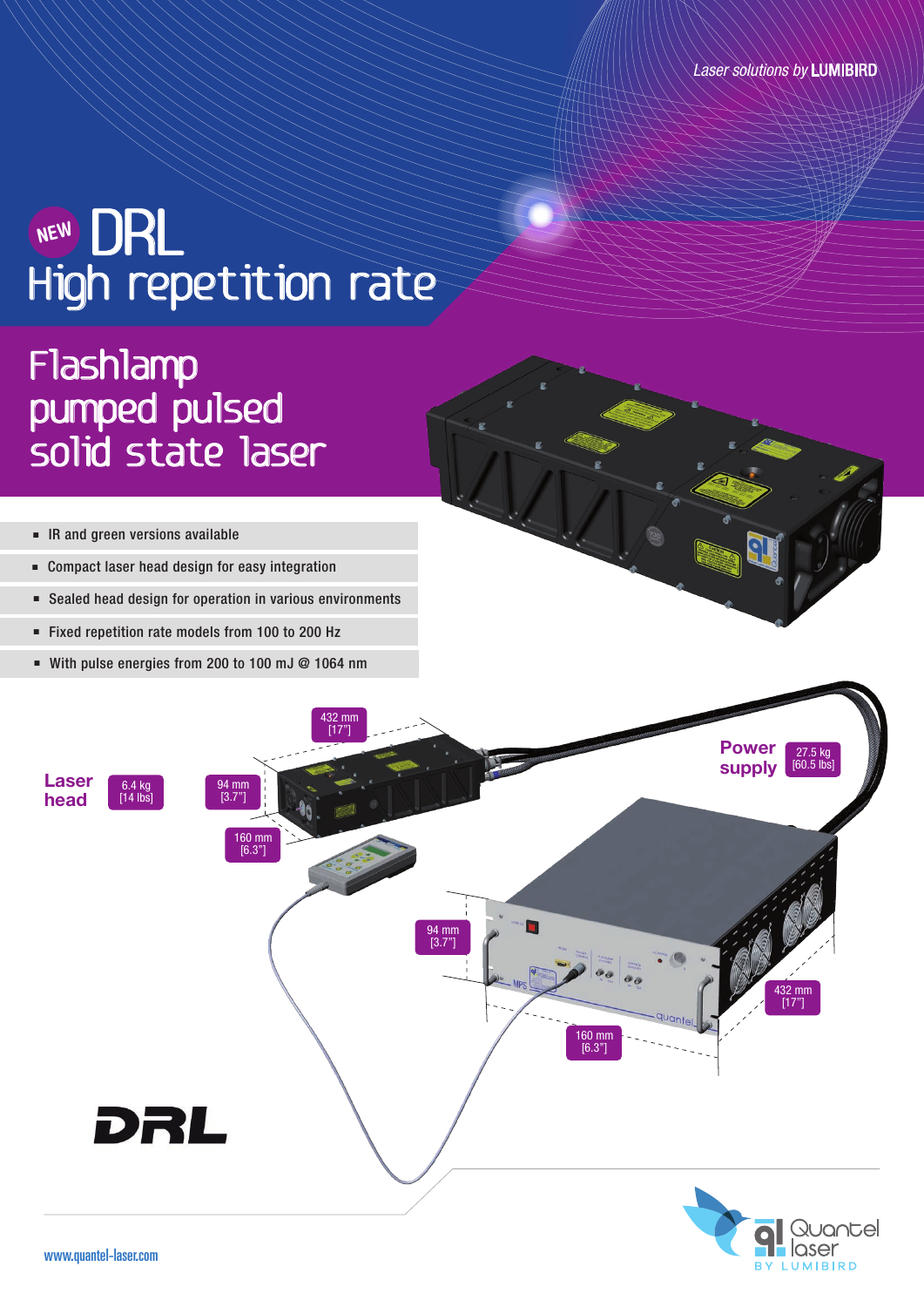*Laser solutions by* **LUMIBIRD**

# NEW DRL
## High repetition rate

## Flashlamp pumped pulsed solid state laser

- IR and green versions available
- Compact laser head design for easy integration
- Sealed head design for operation in various environments
- Fixed repetition rate models from 100 to 200 Hz
- With pulse energies from 200 to 100 mJ @ 1064 nm

**Laser head** 6.4 kg [14 lbs]

432 mm [17"]

94 mm [3.7"]

160 mm [6.3"]

**Power supply** 27.5 kg [60.5 lbs]

94 mm [3.7"]

432 mm [17"]

160 mm [6.3"]

DRL

Quantel laser BY LUMIBIRD

www.quantel-laser.com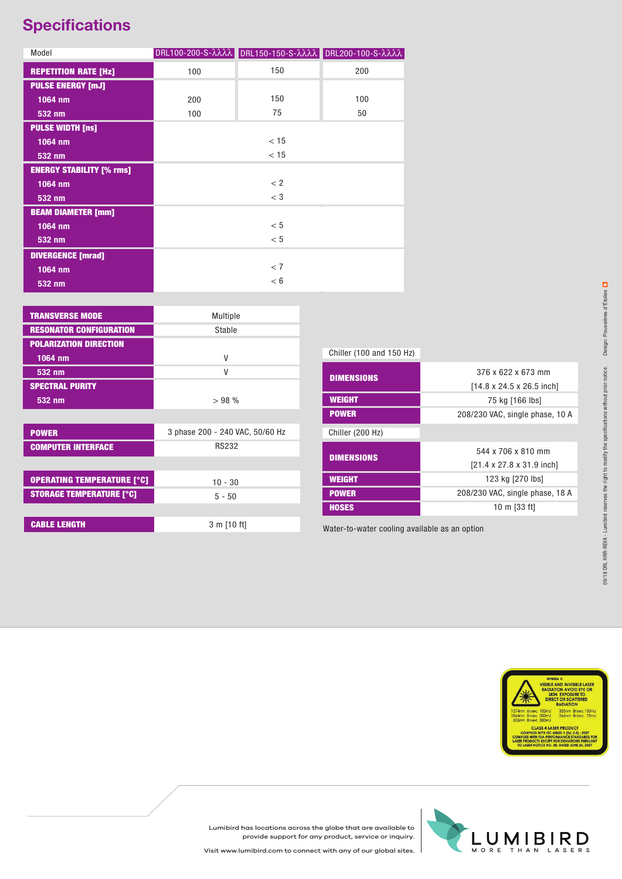## Specifications

| Model | DRL100-200-S-λλλλ | DRL150-150-S-λλλλ | DRL200-100-S-λλλλ |
|---|---|---|---|
| **REPETITION RATE [Hz]** | 100 | 150 | 200 |
| **PULSE ENERGY [mJ]** | | | |
| **1064 nm** | 200 | 150 | 100 |
| **532 nm** | 100 | 75 | 50 |
| **PULSE WIDTH [ns]** | | | |
| **1064 nm** | | < 15 | |
| **532 nm** | | < 15 | |
| **ENERGY STABILITY [% rms]** | | | |
| **1064 nm** | | < 2 | |
| **532 nm** | | < 3 | |
| **BEAM DIAMETER [mm]** | | | |
| **1064 nm** | | < 5 | |
| **532 nm** | | < 5 | |
| **DIVERGENCE [mrad]** | | | |
| **1064 nm** | | < 7 | |
| **532 nm** | | < 6 | |

| | |
|---|---|
| **TRANSVERSE MODE** | Multiple |
| **RESONATOR CONFIGURATION** | Stable |
| **POLARIZATION DIRECTION** | |
| **1064 nm** | V |
| **532 nm** | V |
| **SPECTRAL PURITY** | |
| **532 nm** | > 98 % |
| **POWER** | 3 phase 200 - 240 VAC, 50/60 Hz |
| **COMPUTER INTERFACE** | RS232 |
| **OPERATING TEMPERATURE [°C]** | 10 - 30 |
| **STORAGE TEMPERATURE [°C]** | 5 - 50 |
| **CABLE LENGTH** | 3 m [10 ft] |

Chiller (100 and 150 Hz)

| | |
|---|---|
| **DIMENSIONS** | 376 x 622 x 673 mm [14.8 x 24.5 x 26.5 inch] |
| **WEIGHT** | 75 kg [166 lbs] |
| **POWER** | 208/230 VAC, single phase, 10 A |

Chiller (200 Hz)

| | |
|---|---|
| **DIMENSIONS** | 544 x 706 x 810 mm [21.4 x 27.8 x 31.9 inch] |
| **WEIGHT** | 123 kg [270 lbs] |
| **POWER** | 208/230 VAC, single phase, 18 A |
| **HOSES** | 10 m [33 ft] |

Water-to-water cooling available as an option

09/18 DRL HRR-REVA - Lumibird reserves the right to modify the specifications without prior notice. Design: Poussières d'Etoiles

VISIBLE AND INVISIBLE LASER RADIATION AVOID EYE OR SKIN EXPOSURE TO DIRECT OR SCATTERED RADIATION

CLASS 4 LASER PRODUCT

Lumibird has locations across the globe that are available to provide support for any product, service or inquiry.

Visit www.lumibird.com to connect with any of our global sites.

LUMIBIRD MORE THAN LASERS